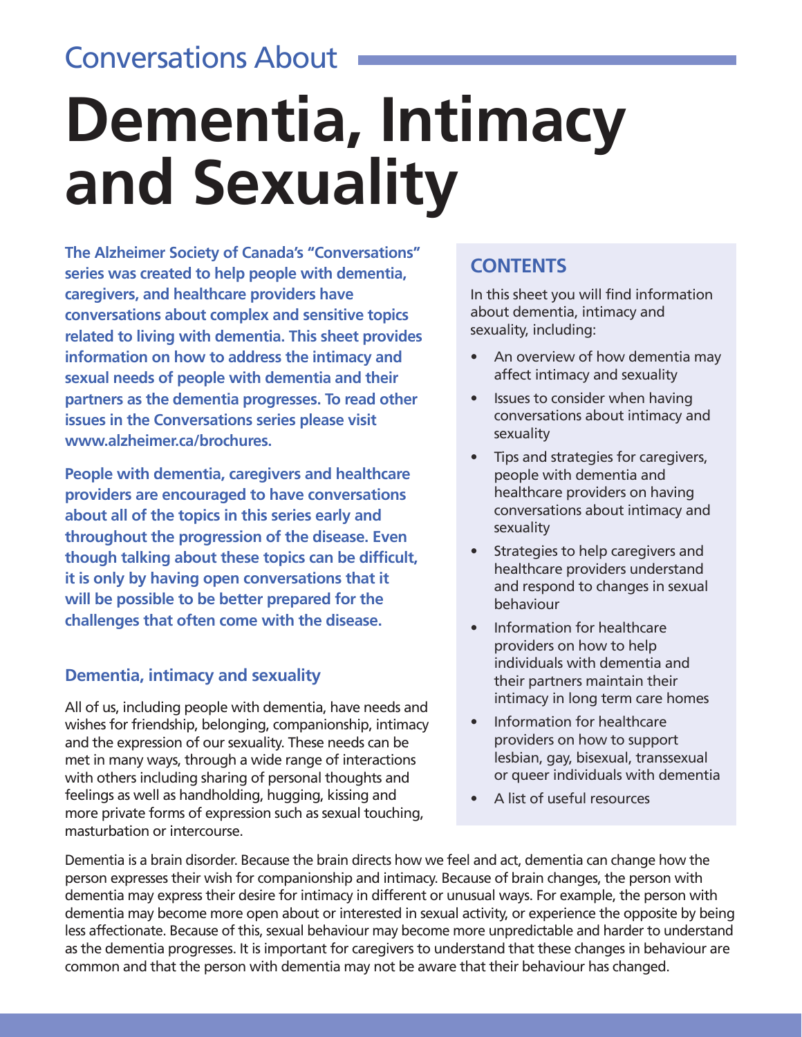Conversations About

# Dementia, Intimacy and Sexuality

**The Alzheimer Society of Canada's "Conversations" series was created to help people with dementia, caregivers, and healthcare providers have conversations about complex and sensitive topics related to living with dementia. This sheet provides information on how to address the intimacy and sexual needs of people with dementia and their partners as the dementia progresses. To read other issues in the Conversations series please visit www.alzheimer.ca/brochures.**

**People with dementia, caregivers and healthcare providers are encouraged to have conversations about all of the topics in this series early and throughout the progression of the disease. Even though talking about these topics can be difficult, it is only by having open conversations that it will be possible to be better prepared for the challenges that often come with the disease.**

## CONTENTS

In this sheet you will find information about dementia, intimacy and sexuality, including:

- An overview of how dementia may affect intimacy and sexuality
- Issues to consider when having conversations about intimacy and sexuality
- Tips and strategies for caregivers, people with dementia and healthcare providers on having conversations about intimacy and sexuality
- Strategies to help caregivers and healthcare providers understand and respond to changes in sexual behaviour
- Information for healthcare providers on how to help individuals with dementia and their partners maintain their intimacy in long term care homes
- Information for healthcare providers on how to support lesbian, gay, bisexual, transsexual or queer individuals with dementia
- A list of useful resources

## Dementia, intimacy and sexuality

All of us, including people with dementia, have needs and wishes for friendship, belonging, companionship, intimacy and the expression of our sexuality. These needs can be met in many ways, through a wide range of interactions with others including sharing of personal thoughts and feelings as well as handholding, hugging, kissing and more private forms of expression such as sexual touching, masturbation or intercourse.

Dementia is a brain disorder. Because the brain directs how we feel and act, dementia can change how the person expresses their wish for companionship and intimacy. Because of brain changes, the person with dementia may express their desire for intimacy in different or unusual ways. For example, the person with dementia may become more open about or interested in sexual activity, or experience the opposite by being less affectionate. Because of this, sexual behaviour may become more unpredictable and harder to understand as the dementia progresses. It is important for caregivers to understand that these changes in behaviour are common and that the person with dementia may not be aware that their behaviour has changed.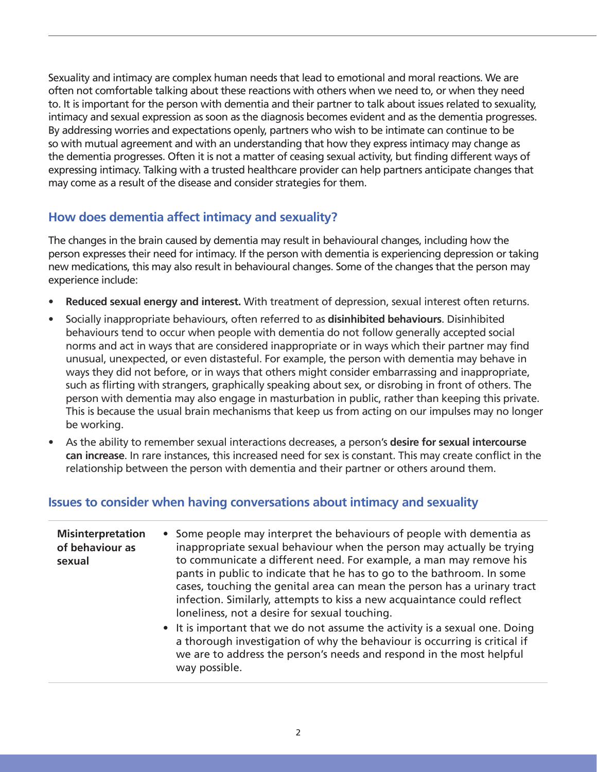Sexuality and intimacy are complex human needs that lead to emotional and moral reactions. We are often not comfortable talking about these reactions with others when we need to, or when they need to. It is important for the person with dementia and their partner to talk about issues related to sexuality, intimacy and sexual expression as soon as the diagnosis becomes evident and as the dementia progresses. By addressing worries and expectations openly, partners who wish to be intimate can continue to be so with mutual agreement and with an understanding that how they express intimacy may change as the dementia progresses. Often it is not a matter of ceasing sexual activity, but finding different ways of expressing intimacy. Talking with a trusted healthcare provider can help partners anticipate changes that may come as a result of the disease and consider strategies for them.

## How does dementia affect intimacy and sexuality?

The changes in the brain caused by dementia may result in behavioural changes, including how the person expresses their need for intimacy. If the person with dementia is experiencing depression or taking new medications, this may also result in behavioural changes. Some of the changes that the person may experience include:

- **Reduced sexual energy and interest.** With treatment of depression, sexual interest often returns.
- Socially inappropriate behaviours, often referred to as **disinhibited behaviours**. Disinhibited behaviours tend to occur when people with dementia do not follow generally accepted social norms and act in ways that are considered inappropriate or in ways which their partner may find unusual, unexpected, or even distasteful. For example, the person with dementia may behave in ways they did not before, or in ways that others might consider embarrassing and inappropriate, such as flirting with strangers, graphically speaking about sex, or disrobing in front of others. The person with dementia may also engage in masturbation in public, rather than keeping this private. This is because the usual brain mechanisms that keep us from acting on our impulses may no longer be working.
- As the ability to remember sexual interactions decreases, a person's **desire for sexual intercourse can increase**. In rare instances, this increased need for sex is constant. This may create conflict in the relationship between the person with dementia and their partner or others around them.

## Issues to consider when having conversations about intimacy and sexuality

| | |
|---|---|
| **Misinterpretation of behaviour as sexual** | • Some people may interpret the behaviours of people with dementia as inappropriate sexual behaviour when the person may actually be trying to communicate a different need. For example, a man may remove his pants in public to indicate that he has to go to the bathroom. In some cases, touching the genital area can mean the person has a urinary tract infection. Similarly, attempts to kiss a new acquaintance could reflect loneliness, not a desire for sexual touching.<br>• It is important that we do not assume the activity is a sexual one. Doing a thorough investigation of why the behaviour is occurring is critical if we are to address the person's needs and respond in the most helpful way possible. |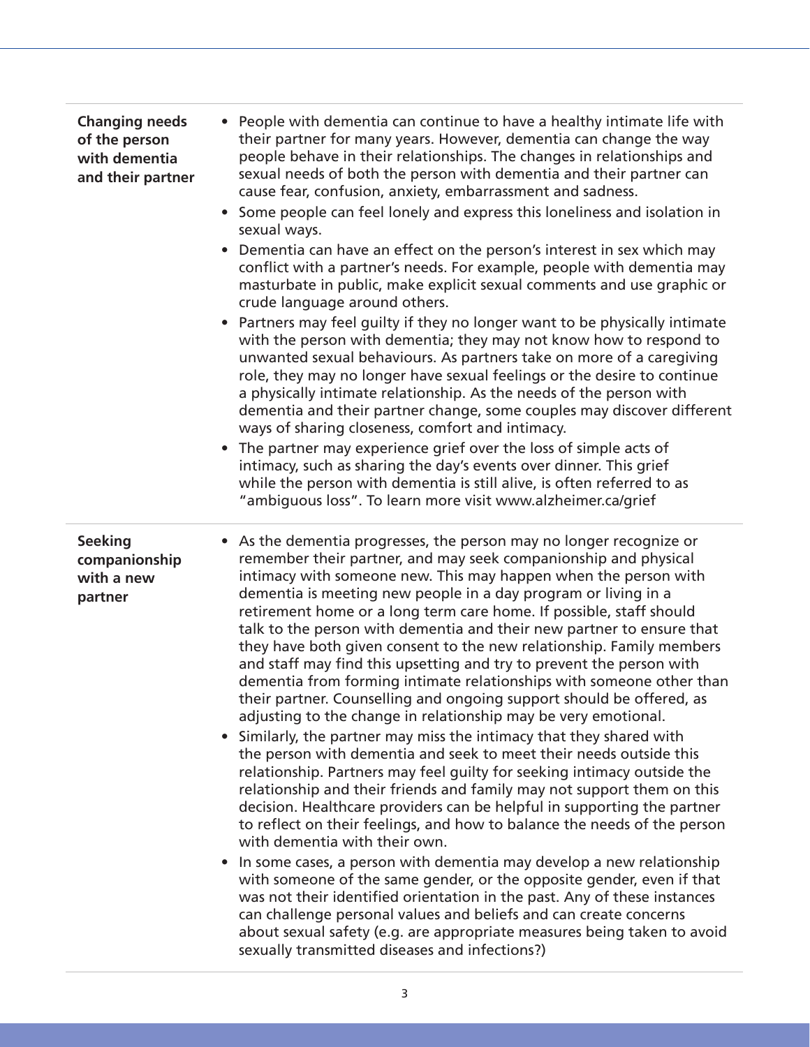| | |
|---|---|
| **Changing needs of the person with dementia and their partner** | • People with dementia can continue to have a healthy intimate life with their partner for many years. However, dementia can change the way people behave in their relationships. The changes in relationships and sexual needs of both the person with dementia and their partner can cause fear, confusion, anxiety, embarrassment and sadness.<br>• Some people can feel lonely and express this loneliness and isolation in sexual ways.<br>• Dementia can have an effect on the person's interest in sex which may conflict with a partner's needs. For example, people with dementia may masturbate in public, make explicit sexual comments and use graphic or crude language around others.<br>• Partners may feel guilty if they no longer want to be physically intimate with the person with dementia; they may not know how to respond to unwanted sexual behaviours. As partners take on more of a caregiving role, they may no longer have sexual feelings or the desire to continue a physically intimate relationship. As the needs of the person with dementia and their partner change, some couples may discover different ways of sharing closeness, comfort and intimacy.<br>• The partner may experience grief over the loss of simple acts of intimacy, such as sharing the day's events over dinner. This grief while the person with dementia is still alive, is often referred to as "ambiguous loss". To learn more visit www.alzheimer.ca/grief |
| **Seeking companionship with a new partner** | • As the dementia progresses, the person may no longer recognize or remember their partner, and may seek companionship and physical intimacy with someone new. This may happen when the person with dementia is meeting new people in a day program or living in a retirement home or a long term care home. If possible, staff should talk to the person with dementia and their new partner to ensure that they have both given consent to the new relationship. Family members and staff may find this upsetting and try to prevent the person with dementia from forming intimate relationships with someone other than their partner. Counselling and ongoing support should be offered, as adjusting to the change in relationship may be very emotional.<br>• Similarly, the partner may miss the intimacy that they shared with the person with dementia and seek to meet their needs outside this relationship. Partners may feel guilty for seeking intimacy outside the relationship and their friends and family may not support them on this decision. Healthcare providers can be helpful in supporting the partner to reflect on their feelings, and how to balance the needs of the person with dementia with their own.<br>• In some cases, a person with dementia may develop a new relationship with someone of the same gender, or the opposite gender, even if that was not their identified orientation in the past. Any of these instances can challenge personal values and beliefs and can create concerns about sexual safety (e.g. are appropriate measures being taken to avoid sexually transmitted diseases and infections?) |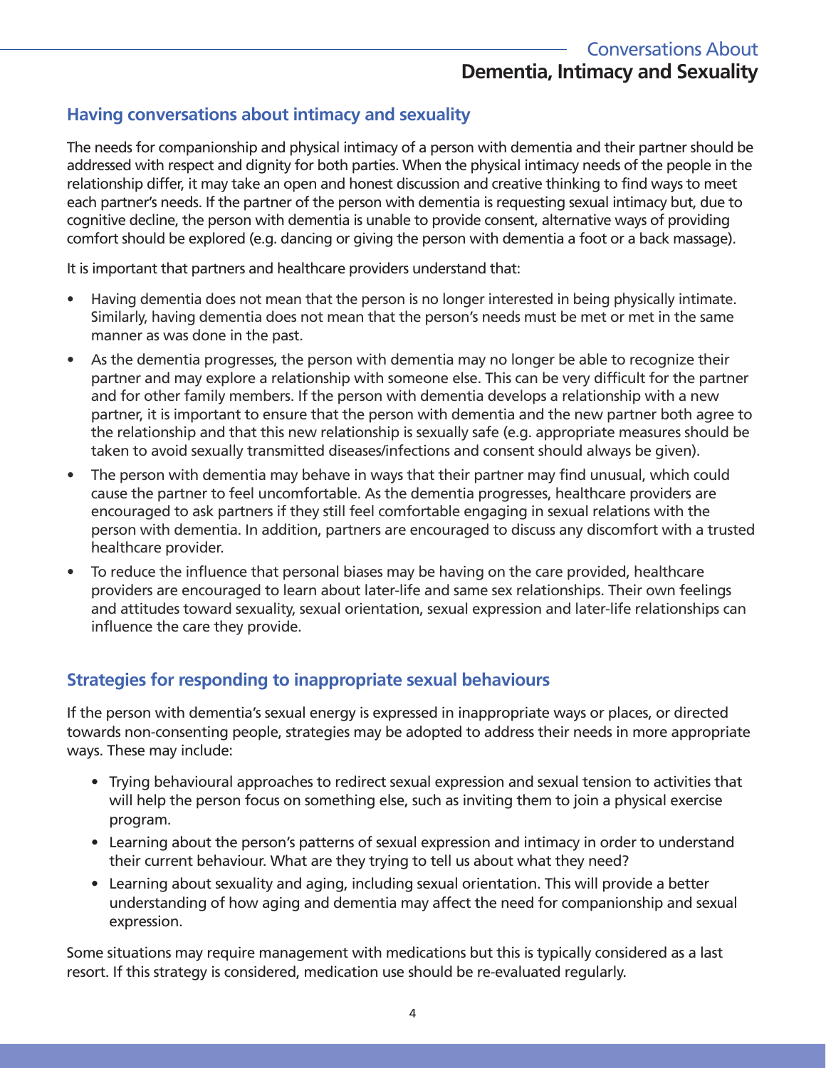## Having conversations about intimacy and sexuality

The needs for companionship and physical intimacy of a person with dementia and their partner should be addressed with respect and dignity for both parties. When the physical intimacy needs of the people in the relationship differ, it may take an open and honest discussion and creative thinking to find ways to meet each partner's needs. If the partner of the person with dementia is requesting sexual intimacy but, due to cognitive decline, the person with dementia is unable to provide consent, alternative ways of providing comfort should be explored (e.g. dancing or giving the person with dementia a foot or a back massage).

It is important that partners and healthcare providers understand that:

- Having dementia does not mean that the person is no longer interested in being physically intimate. Similarly, having dementia does not mean that the person's needs must be met or met in the same manner as was done in the past.
- As the dementia progresses, the person with dementia may no longer be able to recognize their partner and may explore a relationship with someone else. This can be very difficult for the partner and for other family members. If the person with dementia develops a relationship with a new partner, it is important to ensure that the person with dementia and the new partner both agree to the relationship and that this new relationship is sexually safe (e.g. appropriate measures should be taken to avoid sexually transmitted diseases/infections and consent should always be given).
- The person with dementia may behave in ways that their partner may find unusual, which could cause the partner to feel uncomfortable. As the dementia progresses, healthcare providers are encouraged to ask partners if they still feel comfortable engaging in sexual relations with the person with dementia. In addition, partners are encouraged to discuss any discomfort with a trusted healthcare provider.
- To reduce the influence that personal biases may be having on the care provided, healthcare providers are encouraged to learn about later-life and same sex relationships. Their own feelings and attitudes toward sexuality, sexual orientation, sexual expression and later-life relationships can influence the care they provide.

## Strategies for responding to inappropriate sexual behaviours

If the person with dementia's sexual energy is expressed in inappropriate ways or places, or directed towards non-consenting people, strategies may be adopted to address their needs in more appropriate ways. These may include:

- Trying behavioural approaches to redirect sexual expression and sexual tension to activities that will help the person focus on something else, such as inviting them to join a physical exercise program.
- Learning about the person's patterns of sexual expression and intimacy in order to understand their current behaviour. What are they trying to tell us about what they need?
- Learning about sexuality and aging, including sexual orientation. This will provide a better understanding of how aging and dementia may affect the need for companionship and sexual expression.

Some situations may require management with medications but this is typically considered as a last resort. If this strategy is considered, medication use should be re-evaluated regularly.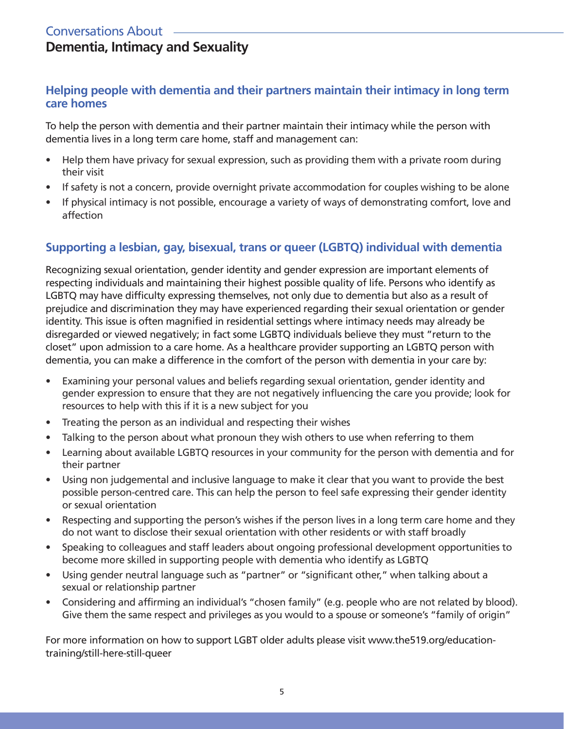## Helping people with dementia and their partners maintain their intimacy in long term care homes

To help the person with dementia and their partner maintain their intimacy while the person with dementia lives in a long term care home, staff and management can:

- Help them have privacy for sexual expression, such as providing them with a private room during their visit
- If safety is not a concern, provide overnight private accommodation for couples wishing to be alone
- If physical intimacy is not possible, encourage a variety of ways of demonstrating comfort, love and affection

## Supporting a lesbian, gay, bisexual, trans or queer (LGBTQ) individual with dementia

Recognizing sexual orientation, gender identity and gender expression are important elements of respecting individuals and maintaining their highest possible quality of life. Persons who identify as LGBTQ may have difficulty expressing themselves, not only due to dementia but also as a result of prejudice and discrimination they may have experienced regarding their sexual orientation or gender identity. This issue is often magnified in residential settings where intimacy needs may already be disregarded or viewed negatively; in fact some LGBTQ individuals believe they must "return to the closet" upon admission to a care home. As a healthcare provider supporting an LGBTQ person with dementia, you can make a difference in the comfort of the person with dementia in your care by:

- Examining your personal values and beliefs regarding sexual orientation, gender identity and gender expression to ensure that they are not negatively influencing the care you provide; look for resources to help with this if it is a new subject for you
- Treating the person as an individual and respecting their wishes
- Talking to the person about what pronoun they wish others to use when referring to them
- Learning about available LGBTQ resources in your community for the person with dementia and for their partner
- Using non judgemental and inclusive language to make it clear that you want to provide the best possible person-centred care. This can help the person to feel safe expressing their gender identity or sexual orientation
- Respecting and supporting the person's wishes if the person lives in a long term care home and they do not want to disclose their sexual orientation with other residents or with staff broadly
- Speaking to colleagues and staff leaders about ongoing professional development opportunities to become more skilled in supporting people with dementia who identify as LGBTQ
- Using gender neutral language such as "partner" or "significant other," when talking about a sexual or relationship partner
- Considering and affirming an individual's "chosen family" (e.g. people who are not related by blood). Give them the same respect and privileges as you would to a spouse or someone's "family of origin"

For more information on how to support LGBT older adults please visit www.the519.org/education-training/still-here-still-queer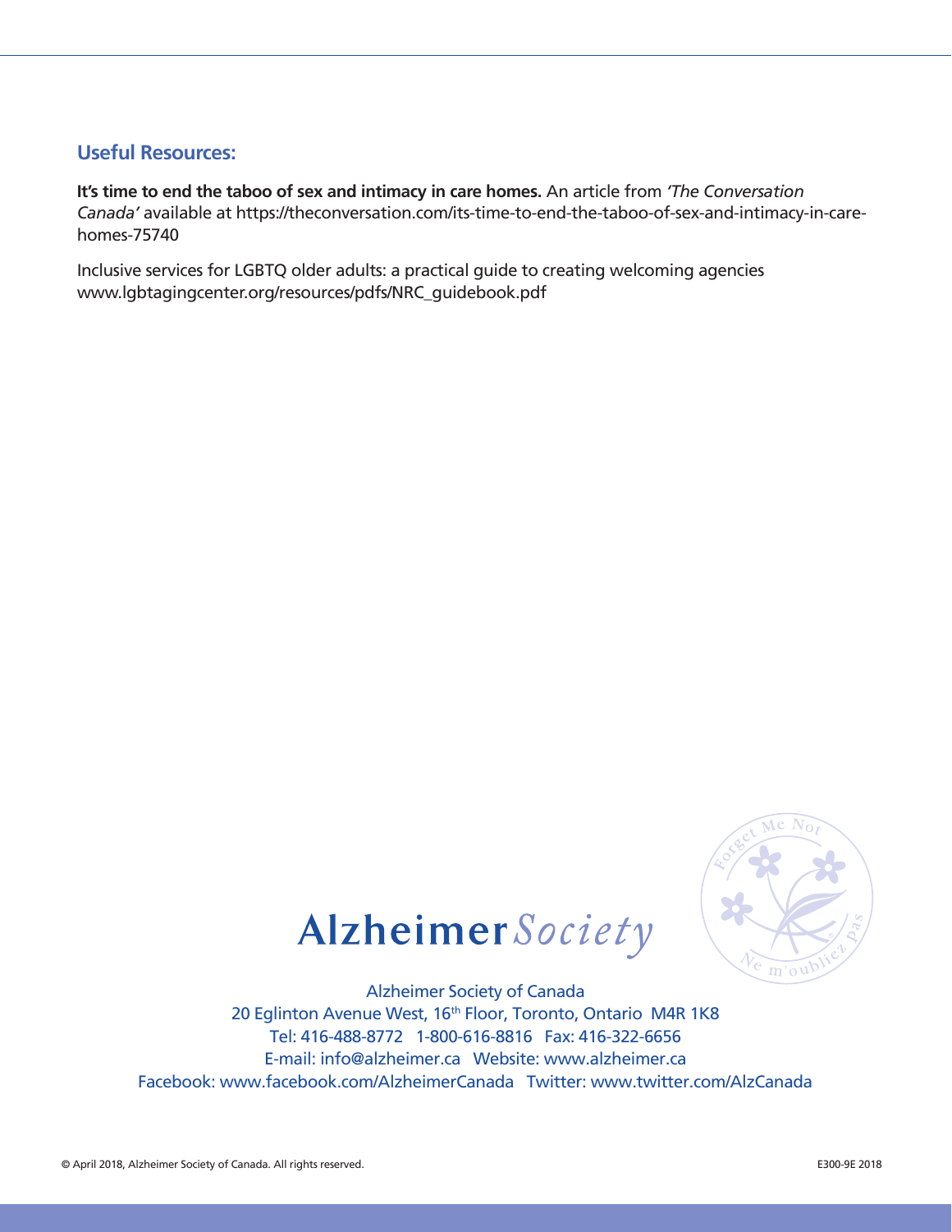## Useful Resources:

**It's time to end the taboo of sex and intimacy in care homes.** An article from *'The Conversation Canada'* available at https://theconversation.com/its-time-to-end-the-taboo-of-sex-and-intimacy-in-care-homes-75740

Inclusive services for LGBTQ older adults: a practical guide to creating welcoming agencies www.lgbtagingcenter.org/resources/pdfs/NRC_guidebook.pdf

Alzheimer Society

Forget Me Not
Ne m'oubliez pas

Alzheimer Society of Canada
20 Eglinton Avenue West, 16th Floor, Toronto, Ontario M4R 1K8
Tel: 416-488-8772 1-800-616-8816 Fax: 416-322-6656
E-mail: info@alzheimer.ca Website: www.alzheimer.ca
Facebook: www.facebook.com/AlzheimerCanada Twitter: www.twitter.com/AlzCanada

© April 2018, Alzheimer Society of Canada. All rights reserved.

E300-9E 2018